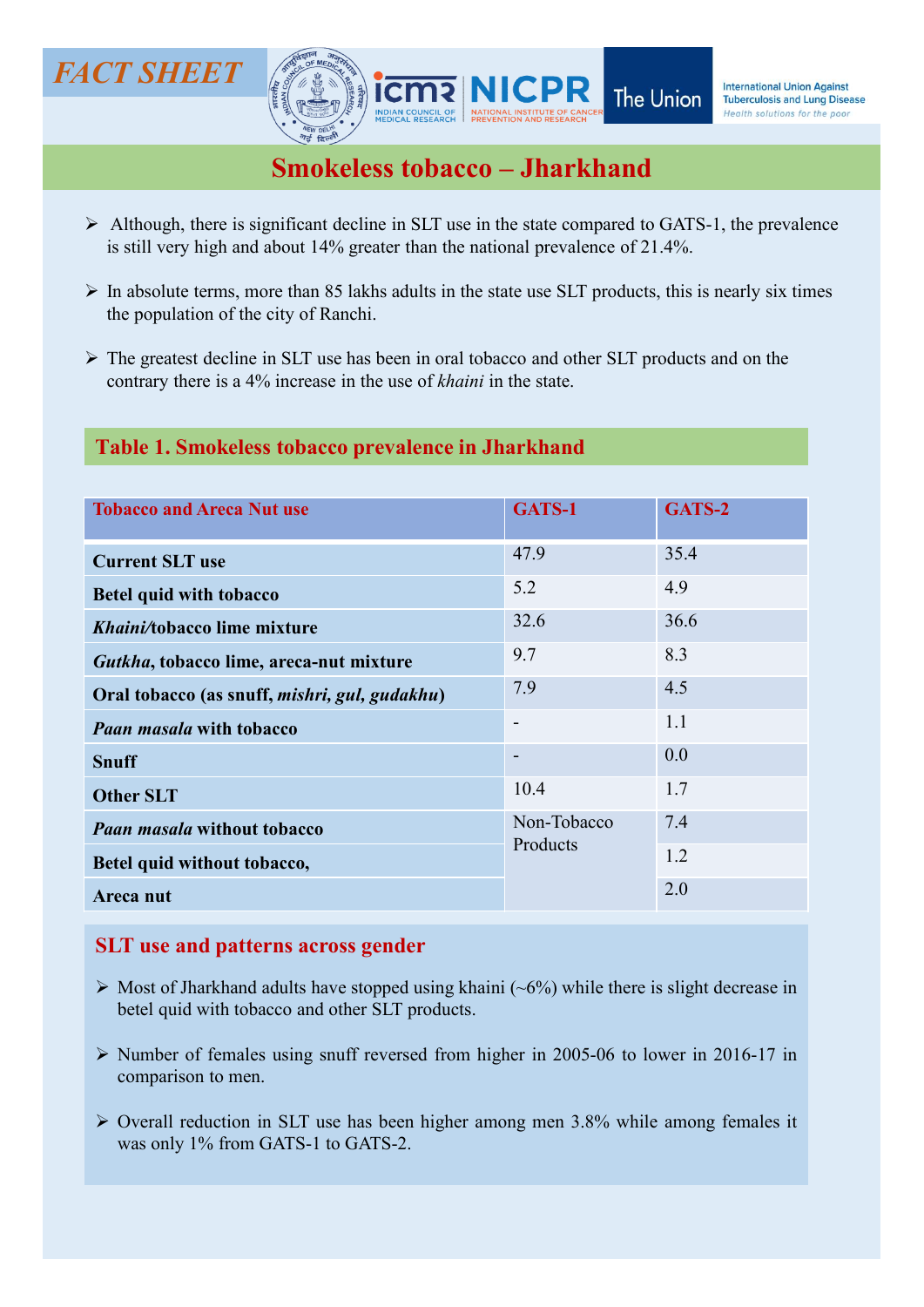FACT SHEET

# Smokeless tobacco – Jharkhand

- Although, there is significant decline in SLT use in the state compared to GATS-1, the prevalence is still very high and about 14% greater than the national prevalence of 21.4%.
- In absolute terms, more than 85 lakhs adults in the state use SLT products, this is nearly six times the population of the city of Ranchi.
- The greatest decline in SLT use has been in oral tobacco and other SLT products and on the contrary there is a 4% increase in the use of *khaini* in the state.

## Table 1. Smokeless tobacco prevalence in Jharkhand

| Tobacco and Areca Nut use | GATS-1 | GATS-2 |
|---|---|---|
| **Current SLT use** | 47.9 | 35.4 |
| **Betel quid with tobacco** | 5.2 | 4.9 |
| ***Khaini*/tobacco lime mixture** | 32.6 | 36.6 |
| ***Gutkha*, tobacco lime, areca-nut mixture** | 9.7 | 8.3 |
| **Oral tobacco (as snuff, *mishri, gul, gudakhu*)** | 7.9 | 4.5 |
| ***Paan masala* with tobacco** | - | 1.1 |
| **Snuff** | - | 0.0 |
| **Other SLT** | 10.4 | 1.7 |
| ***Paan masala* without tobacco** | Non-Tobacco Products | 7.4 |
| **Betel quid without tobacco,** | | 1.2 |
| **Areca nut** | | 2.0 |

## SLT use and patterns across gender

- Most of Jharkhand adults have stopped using khaini (~6%) while there is slight decrease in betel quid with tobacco and other SLT products.
- Number of females using snuff reversed from higher in 2005-06 to lower in 2016-17 in comparison to men.
- Overall reduction in SLT use has been higher among men 3.8% while among females it was only 1% from GATS-1 to GATS-2.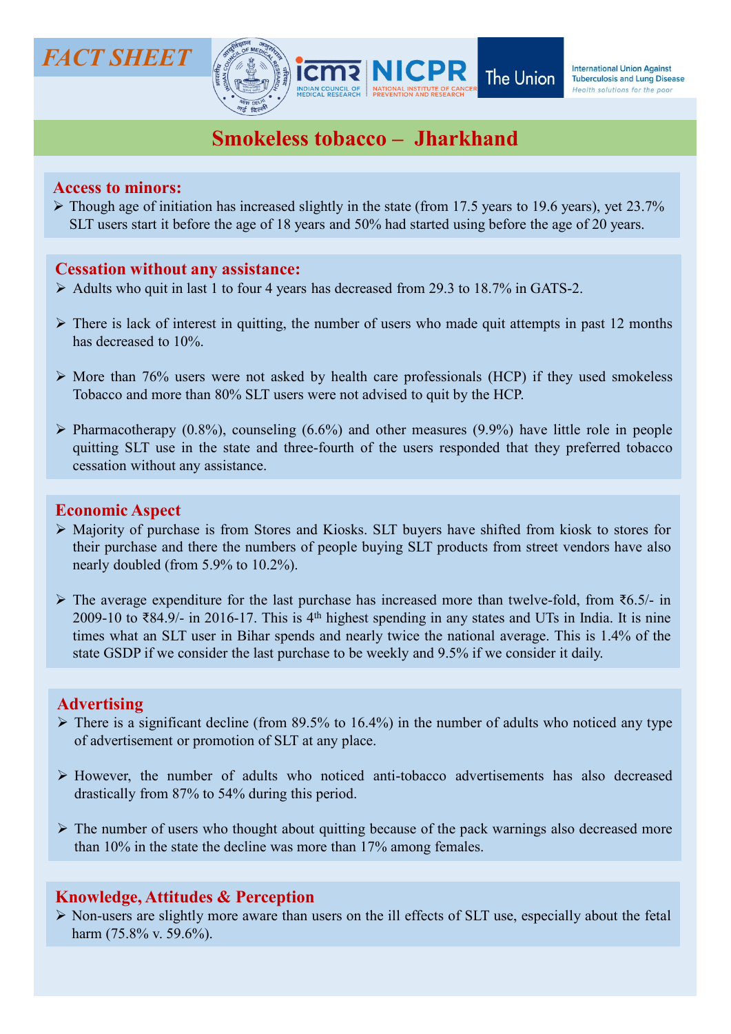# FACT SHEET

## Smokeless tobacco – Jharkhand

### Access to minors:

- Though age of initiation has increased slightly in the state (from 17.5 years to 19.6 years), yet 23.7% SLT users start it before the age of 18 years and 50% had started using before the age of 20 years.

### Cessation without any assistance:

- Adults who quit in last 1 to four 4 years has decreased from 29.3 to 18.7% in GATS-2.
- There is lack of interest in quitting, the number of users who made quit attempts in past 12 months has decreased to 10%.
- More than 76% users were not asked by health care professionals (HCP) if they used smokeless Tobacco and more than 80% SLT users were not advised to quit by the HCP.
- Pharmacotherapy (0.8%), counseling (6.6%) and other measures (9.9%) have little role in people quitting SLT use in the state and three-fourth of the users responded that they preferred tobacco cessation without any assistance.

### Economic Aspect

- Majority of purchase is from Stores and Kiosks. SLT buyers have shifted from kiosk to stores for their purchase and there the numbers of people buying SLT products from street vendors have also nearly doubled (from 5.9% to 10.2%).
- The average expenditure for the last purchase has increased more than twelve-fold, from ₹6.5/- in 2009-10 to ₹84.9/- in 2016-17. This is 4th highest spending in any states and UTs in India. It is nine times what an SLT user in Bihar spends and nearly twice the national average. This is 1.4% of the state GSDP if we consider the last purchase to be weekly and 9.5% if we consider it daily.

### Advertising

- There is a significant decline (from 89.5% to 16.4%) in the number of adults who noticed any type of advertisement or promotion of SLT at any place.
- However, the number of adults who noticed anti-tobacco advertisements has also decreased drastically from 87% to 54% during this period.
- The number of users who thought about quitting because of the pack warnings also decreased more than 10% in the state the decline was more than 17% among females.

### Knowledge, Attitudes & Perception

- Non-users are slightly more aware than users on the ill effects of SLT use, especially about the fetal harm (75.8% v. 59.6%).